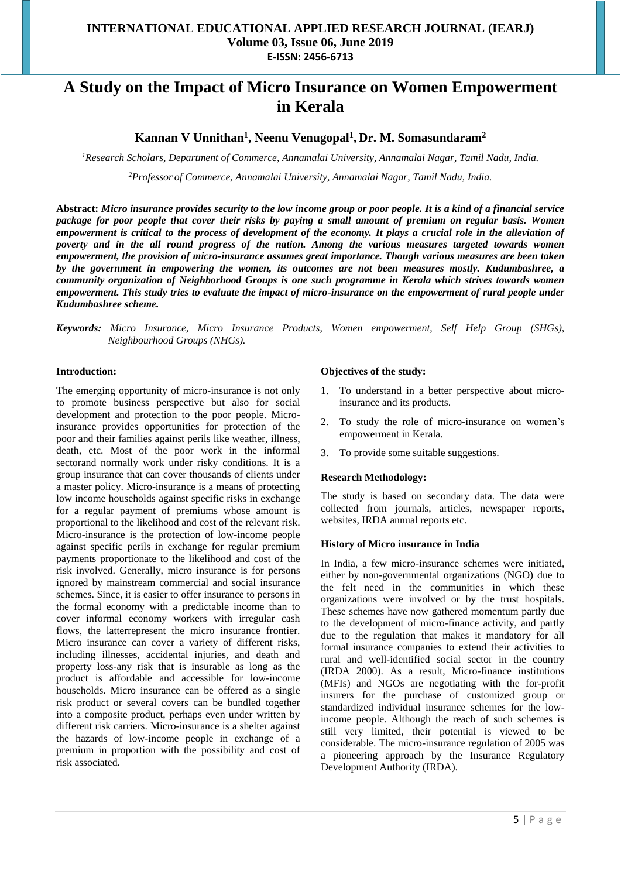# A Study on the Impact of Micro Insurance on Women Empowerment in Kerala

**Kannan V Unnithan[1], Neenu Venugopal[1], Dr. M. Somasundaram[2]**

*[1]Research Scholars, Department of Commerce, Annamalai University, Annamalai Nagar, Tamil Nadu, India.*

*[2]Professor of Commerce, Annamalai University, Annamalai Nagar, Tamil Nadu, India.*

**Abstract:** ***Micro insurance provides security to the low income group or poor people. It is a kind of a financial service package for poor people that cover their risks by paying a small amount of premium on regular basis. Women empowerment is critical to the process of development of the economy. It plays a crucial role in the alleviation of poverty and in the all round progress of the nation. Among the various measures targeted towards women empowerment, the provision of micro-insurance assumes great importance. Though various measures are been taken by the government in empowering the women, its outcomes are not been measures mostly. Kudumbashree, a community organization of Neighborhood Groups is one such programme in Kerala which strives towards women empowerment. This study tries to evaluate the impact of micro-insurance on the empowerment of rural people under Kudumbashree scheme.***

***Keywords:*** *Micro Insurance, Micro Insurance Products, Women empowerment, Self Help Group (SHGs), Neighbourhood Groups (NHGs).*

**Introduction:**

The emerging opportunity of micro-insurance is not only to promote business perspective but also for social development and protection to the poor people. Micro-insurance provides opportunities for protection of the poor and their families against perils like weather, illness, death, etc. Most of the poor work in the informal sectorand normally work under risky conditions. It is a group insurance that can cover thousands of clients under a master policy. Micro-insurance is a means of protecting low income households against specific risks in exchange for a regular payment of premiums whose amount is proportional to the likelihood and cost of the relevant risk. Micro-insurance is the protection of low-income people against specific perils in exchange for regular premium payments proportionate to the likelihood and cost of the risk involved. Generally, micro insurance is for persons ignored by mainstream commercial and social insurance schemes. Since, it is easier to offer insurance to persons in the formal economy with a predictable income than to cover informal economy workers with irregular cash flows, the latterrepresent the micro insurance frontier. Micro insurance can cover a variety of different risks, including illnesses, accidental injuries, and death and property loss-any risk that is insurable as long as the product is affordable and accessible for low-income households. Micro insurance can be offered as a single risk product or several covers can be bundled together into a composite product, perhaps even under written by different risk carriers. Micro-insurance is a shelter against the hazards of low-income people in exchange of a premium in proportion with the possibility and cost of risk associated.

**Objectives of the study:**

1. To understand in a better perspective about micro-insurance and its products.
2. To study the role of micro-insurance on women's empowerment in Kerala.
3. To provide some suitable suggestions.

**Research Methodology:**

The study is based on secondary data. The data were collected from journals, articles, newspaper reports, websites, IRDA annual reports etc.

**History of Micro insurance in India**

In India, a few micro-insurance schemes were initiated, either by non-governmental organizations (NGO) due to the felt need in the communities in which these organizations were involved or by the trust hospitals. These schemes have now gathered momentum partly due to the development of micro-finance activity, and partly due to the regulation that makes it mandatory for all formal insurance companies to extend their activities to rural and well-identified social sector in the country (IRDA 2000). As a result, Micro-finance institutions (MFIs) and NGOs are negotiating with the for-profit insurers for the purchase of customized group or standardized individual insurance schemes for the low-income people. Although the reach of such schemes is still very limited, their potential is viewed to be considerable. The micro-insurance regulation of 2005 was a pioneering approach by the Insurance Regulatory Development Authority (IRDA).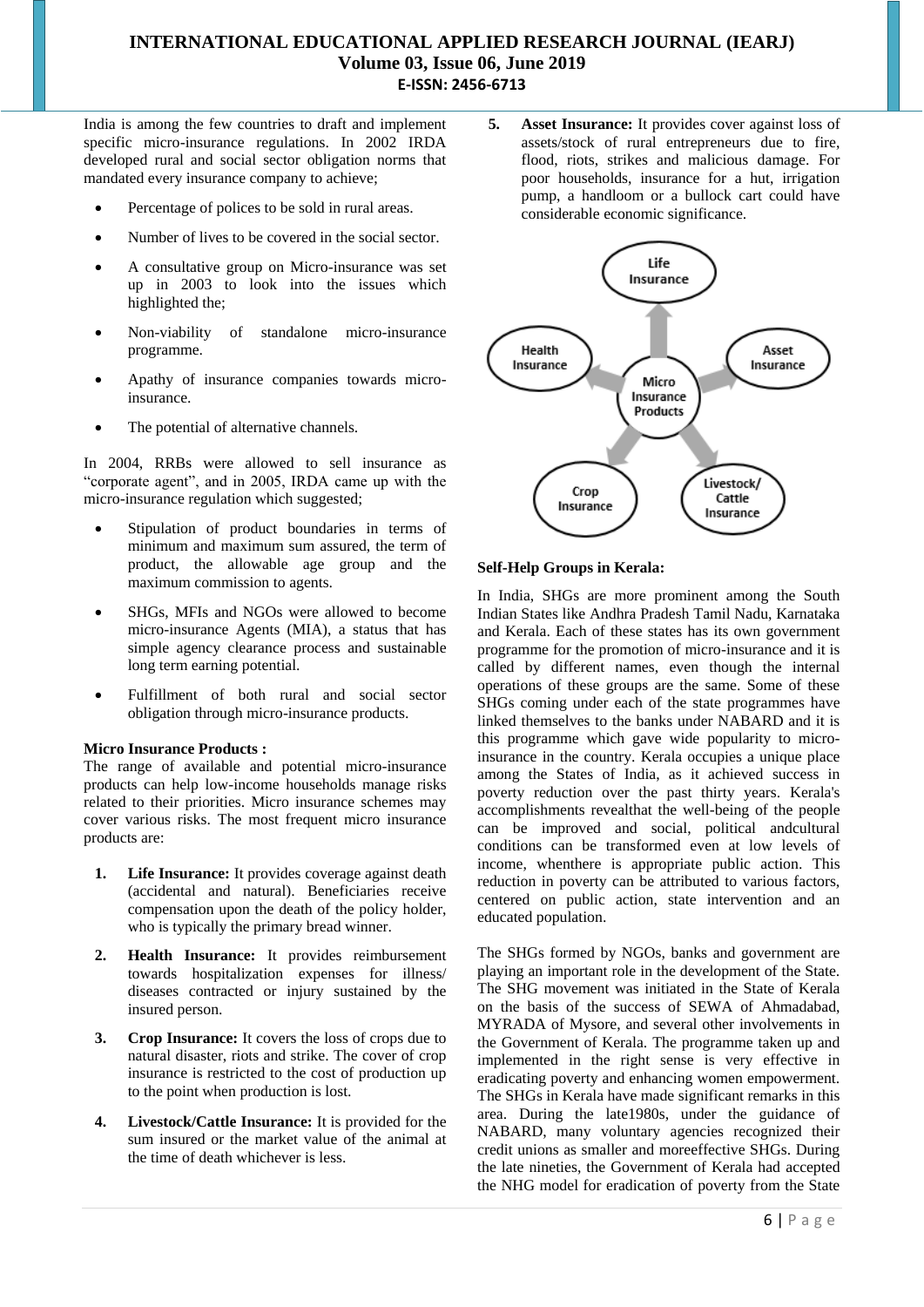India is among the few countries to draft and implement specific micro-insurance regulations. In 2002 IRDA developed rural and social sector obligation norms that mandated every insurance company to achieve;

- Percentage of polices to be sold in rural areas.
- Number of lives to be covered in the social sector.
- A consultative group on Micro-insurance was set up in 2003 to look into the issues which highlighted the;
- Non-viability of standalone micro-insurance programme.
- Apathy of insurance companies towards micro-insurance.
- The potential of alternative channels.

In 2004, RRBs were allowed to sell insurance as "corporate agent", and in 2005, IRDA came up with the micro-insurance regulation which suggested;

- Stipulation of product boundaries in terms of minimum and maximum sum assured, the term of product, the allowable age group and the maximum commission to agents.
- SHGs, MFIs and NGOs were allowed to become micro-insurance Agents (MIA), a status that has simple agency clearance process and sustainable long term earning potential.
- Fulfillment of both rural and social sector obligation through micro-insurance products.

**Micro Insurance Products :**

The range of available and potential micro-insurance products can help low-income households manage risks related to their priorities. Micro insurance schemes may cover various risks. The most frequent micro insurance products are:

1. **Life Insurance:** It provides coverage against death (accidental and natural). Beneficiaries receive compensation upon the death of the policy holder, who is typically the primary bread winner.
2. **Health Insurance:** It provides reimbursement towards hospitalization expenses for illness/ diseases contracted or injury sustained by the insured person.
3. **Crop Insurance:** It covers the loss of crops due to natural disaster, riots and strike. The cover of crop insurance is restricted to the cost of production up to the point when production is lost.
4. **Livestock/Cattle Insurance:** It is provided for the sum insured or the market value of the animal at the time of death whichever is less.
5. **Asset Insurance:** It provides cover against loss of assets/stock of rural entrepreneurs due to fire, flood, riots, strikes and malicious damage. For poor households, insurance for a hut, irrigation pump, a handloom or a bullock cart could have considerable economic significance.

Life Insurance

Health Insurance

Asset Insurance

Micro Insurance Products

Crop Insurance

Livestock/ Cattle Insurance

**Self-Help Groups in Kerala:**

In India, SHGs are more prominent among the South Indian States like Andhra Pradesh Tamil Nadu, Karnataka and Kerala. Each of these states has its own government programme for the promotion of micro-insurance and it is called by different names, even though the internal operations of these groups are the same. Some of these SHGs coming under each of the state programmes have linked themselves to the banks under NABARD and it is this programme which gave wide popularity to micro-insurance in the country. Kerala occupies a unique place among the States of India, as it achieved success in poverty reduction over the past thirty years. Kerala's accomplishments revealthat the well-being of the people can be improved and social, political andcultural conditions can be transformed even at low levels of income, whenthere is appropriate public action. This reduction in poverty can be attributed to various factors, centered on public action, state intervention and an educated population.

The SHGs formed by NGOs, banks and government are playing an important role in the development of the State. The SHG movement was initiated in the State of Kerala on the basis of the success of SEWA of Ahmadabad, MYRADA of Mysore, and several other involvements in the Government of Kerala. The programme taken up and implemented in the right sense is very effective in eradicating poverty and enhancing women empowerment. The SHGs in Kerala have made significant remarks in this area. During the late1980s, under the guidance of NABARD, many voluntary agencies recognized their credit unions as smaller and moreeffective SHGs. During the late nineties, the Government of Kerala had accepted the NHG model for eradication of poverty from the State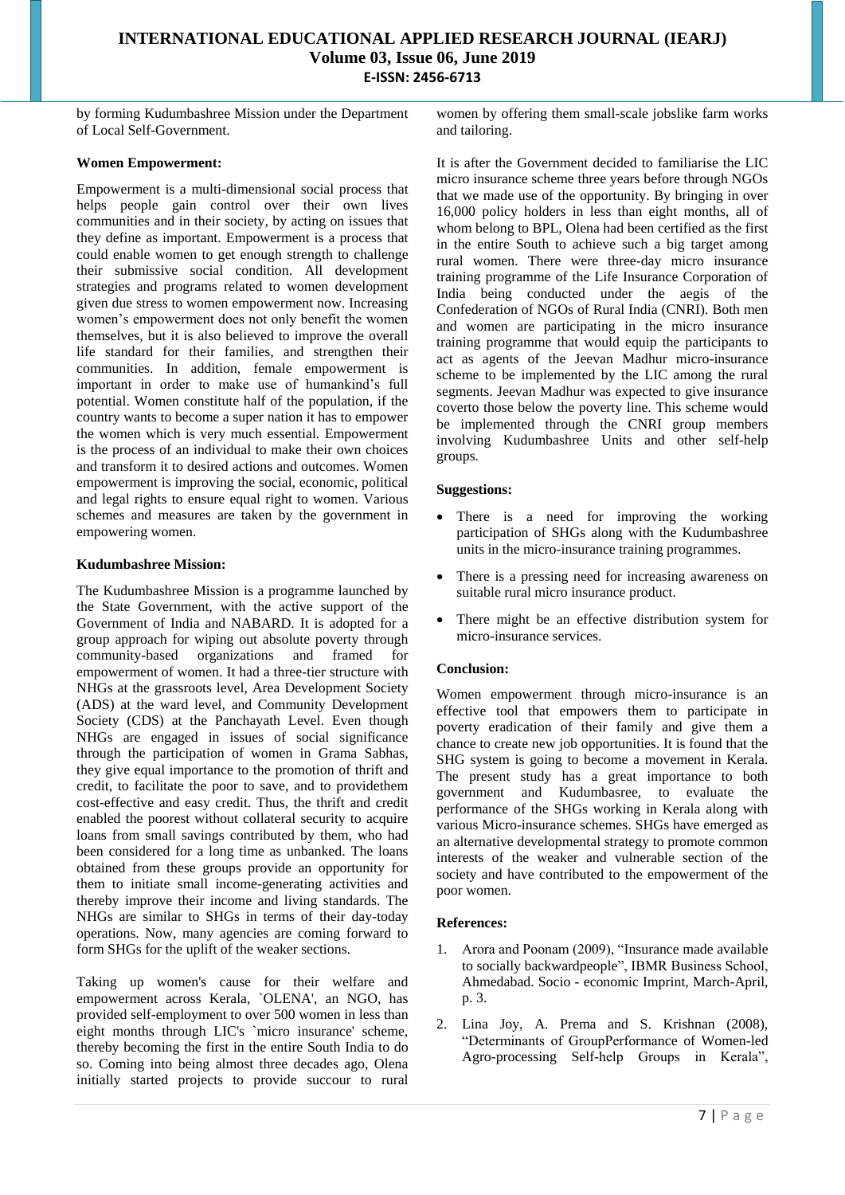by forming Kudumbashree Mission under the Department of Local Self-Government.

**Women Empowerment:**

Empowerment is a multi-dimensional social process that helps people gain control over their own lives communities and in their society, by acting on issues that they define as important. Empowerment is a process that could enable women to get enough strength to challenge their submissive social condition. All development strategies and programs related to women development given due stress to women empowerment now. Increasing women's empowerment does not only benefit the women themselves, but it is also believed to improve the overall life standard for their families, and strengthen their communities. In addition, female empowerment is important in order to make use of humankind's full potential. Women constitute half of the population, if the country wants to become a super nation it has to empower the women which is very much essential. Empowerment is the process of an individual to make their own choices and transform it to desired actions and outcomes. Women empowerment is improving the social, economic, political and legal rights to ensure equal right to women. Various schemes and measures are taken by the government in empowering women.

**Kudumbashree Mission:**

The Kudumbashree Mission is a programme launched by the State Government, with the active support of the Government of India and NABARD. It is adopted for a group approach for wiping out absolute poverty through community-based organizations and framed for empowerment of women. It had a three-tier structure with NHGs at the grassroots level, Area Development Society (ADS) at the ward level, and Community Development Society (CDS) at the Panchayath Level. Even though NHGs are engaged in issues of social significance through the participation of women in Grama Sabhas, they give equal importance to the promotion of thrift and credit, to facilitate the poor to save, and to providethem cost-effective and easy credit. Thus, the thrift and credit enabled the poorest without collateral security to acquire loans from small savings contributed by them, who had been considered for a long time as unbanked. The loans obtained from these groups provide an opportunity for them to initiate small income-generating activities and thereby improve their income and living standards. The NHGs are similar to SHGs in terms of their day-today operations. Now, many agencies are coming forward to form SHGs for the uplift of the weaker sections.

Taking up women's cause for their welfare and empowerment across Kerala, `OLENA', an NGO, has provided self-employment to over 500 women in less than eight months through LIC's `micro insurance' scheme, thereby becoming the first in the entire South India to do so. Coming into being almost three decades ago, Olena initially started projects to provide succour to rural women by offering them small-scale jobslike farm works and tailoring.

It is after the Government decided to familiarise the LIC micro insurance scheme three years before through NGOs that we made use of the opportunity. By bringing in over 16,000 policy holders in less than eight months, all of whom belong to BPL, Olena had been certified as the first in the entire South to achieve such a big target among rural women. There were three-day micro insurance training programme of the Life Insurance Corporation of India being conducted under the aegis of the Confederation of NGOs of Rural India (CNRI). Both men and women are participating in the micro insurance training programme that would equip the participants to act as agents of the Jeevan Madhur micro-insurance scheme to be implemented by the LIC among the rural segments. Jeevan Madhur was expected to give insurance coverto those below the poverty line. This scheme would be implemented through the CNRI group members involving Kudumbashree Units and other self-help groups.

**Suggestions:**

- There is a need for improving the working participation of SHGs along with the Kudumbashree units in the micro-insurance training programmes.
- There is a pressing need for increasing awareness on suitable rural micro insurance product.
- There might be an effective distribution system for micro-insurance services.

**Conclusion:**

Women empowerment through micro-insurance is an effective tool that empowers them to participate in poverty eradication of their family and give them a chance to create new job opportunities. It is found that the SHG system is going to become a movement in Kerala. The present study has a great importance to both government and Kudumbasree, to evaluate the performance of the SHGs working in Kerala along with various Micro-insurance schemes. SHGs have emerged as an alternative developmental strategy to promote common interests of the weaker and vulnerable section of the society and have contributed to the empowerment of the poor women.

**References:**

1. Arora and Poonam (2009), "Insurance made available to socially backwardpeople", IBMR Business School, Ahmedabad. Socio - economic Imprint, March-April, p. 3.
2. Lina Joy, A. Prema and S. Krishnan (2008), "Determinants of GroupPerformance of Women-led Agro-processing Self-help Groups in Kerala",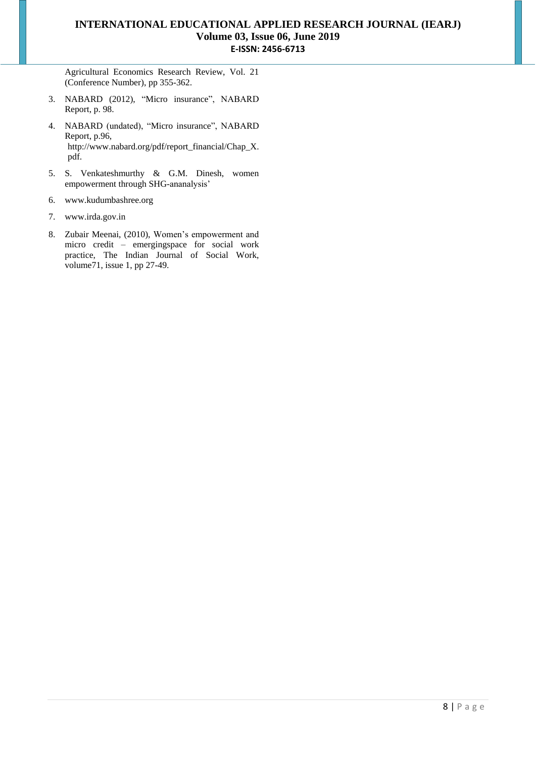Agricultural Economics Research Review, Vol. 21 (Conference Number), pp 355-362.

3. NABARD (2012), "Micro insurance", NABARD Report, p. 98.
4. NABARD (undated), "Micro insurance", NABARD Report, p.96, http://www.nabard.org/pdf/report_financial/Chap_X.pdf.
5. S. Venkateshmurthy & G.M. Dinesh, women empowerment through SHG-ananalysis'
6. www.kudumbashree.org
7. www.irda.gov.in
8. Zubair Meenai, (2010), Women's empowerment and micro credit – emergingspace for social work practice, The Indian Journal of Social Work, volume71, issue 1, pp 27-49.